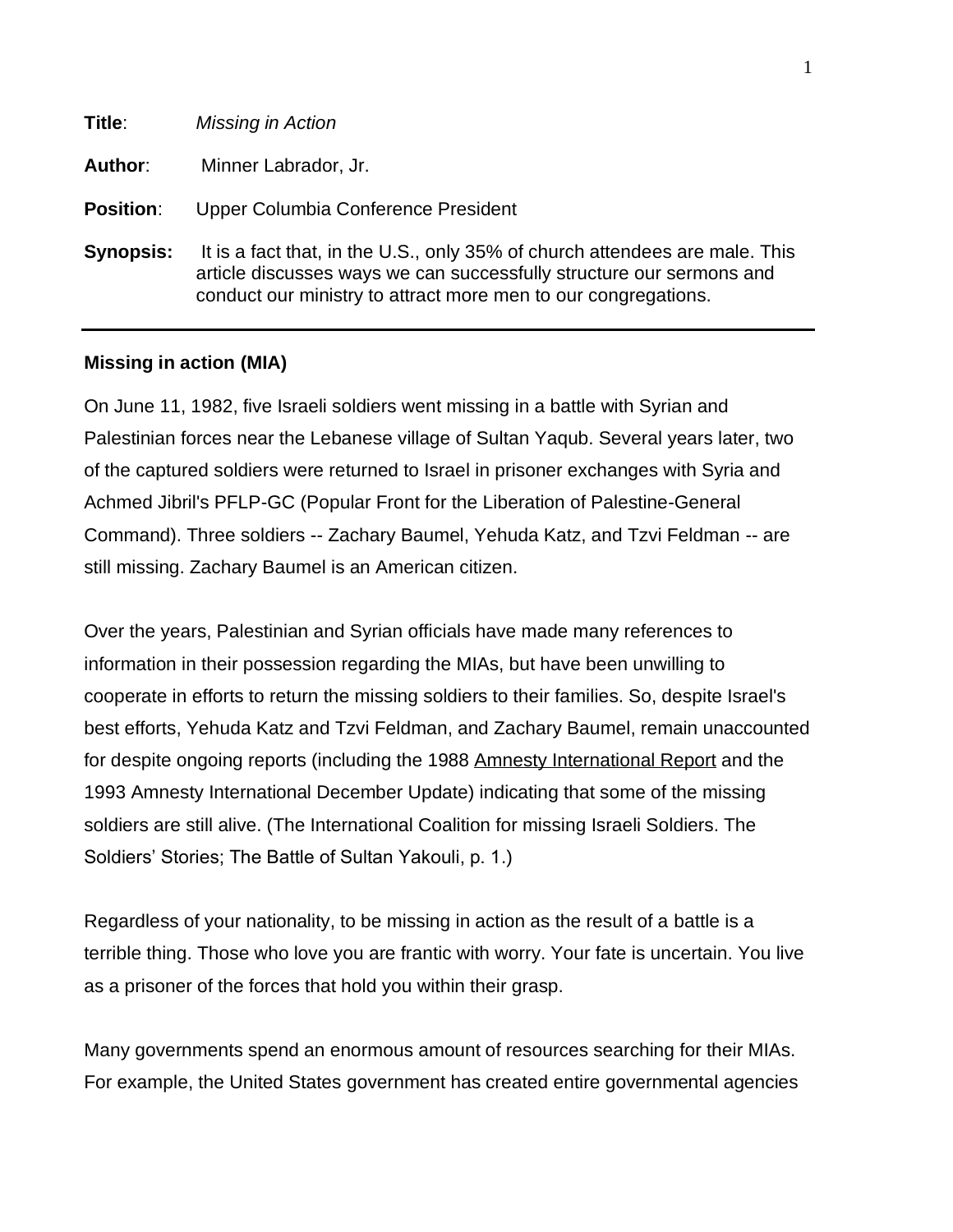**Title**: *Missing in Action*

**Author**: Minner Labrador, Jr.

**Position**: Upper Columbia Conference President

**Synopsis:** It is a fact that, in the U.S., only 35% of church attendees are male. This article discusses ways we can successfully structure our sermons and conduct our ministry to attract more men to our congregations.

---

**Missing in action (MIA)**

On June 11, 1982, five Israeli soldiers went missing in a battle with Syrian and Palestinian forces near the Lebanese village of Sultan Yaqub. Several years later, two of the captured soldiers were returned to Israel in prisoner exchanges with Syria and Achmed Jibril's PFLP-GC (Popular Front for the Liberation of Palestine-General Command). Three soldiers -- Zachary Baumel, Yehuda Katz, and Tzvi Feldman -- are still missing. Zachary Baumel is an American citizen.

Over the years, Palestinian and Syrian officials have made many references to information in their possession regarding the MIAs, but have been unwilling to cooperate in efforts to return the missing soldiers to their families. So, despite Israel's best efforts, Yehuda Katz and Tzvi Feldman, and Zachary Baumel, remain unaccounted for despite ongoing reports (including the 1988 Amnesty International Report and the 1993 Amnesty International December Update) indicating that some of the missing soldiers are still alive. (The International Coalition for missing Israeli Soldiers. The Soldiers' Stories; The Battle of Sultan Yakouli, p. 1.)

Regardless of your nationality, to be missing in action as the result of a battle is a terrible thing. Those who love you are frantic with worry. Your fate is uncertain. You live as a prisoner of the forces that hold you within their grasp.

Many governments spend an enormous amount of resources searching for their MIAs. For example, the United States government has created entire governmental agencies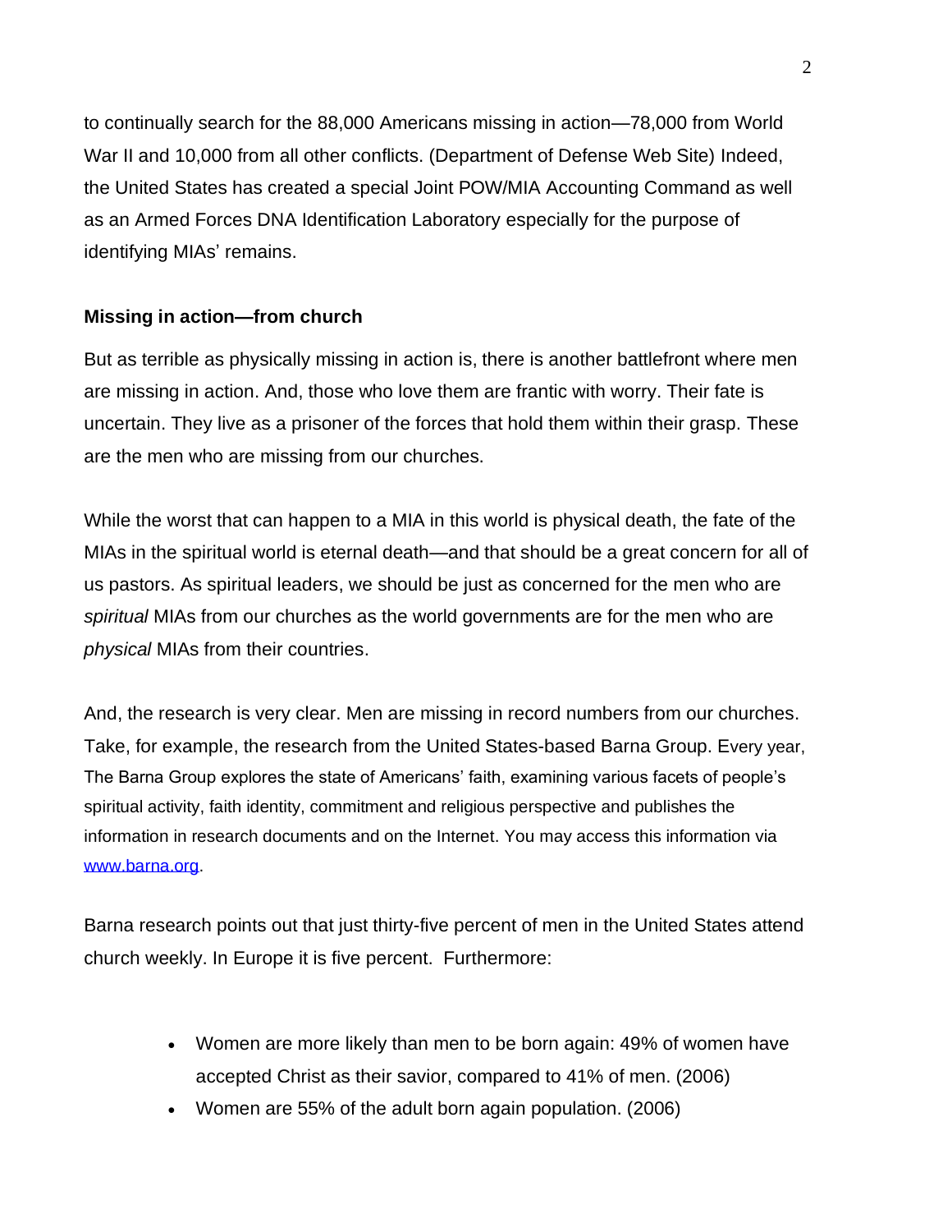to continually search for the 88,000 Americans missing in action—78,000 from World War II and 10,000 from all other conflicts. (Department of Defense Web Site) Indeed, the United States has created a special Joint POW/MIA Accounting Command as well as an Armed Forces DNA Identification Laboratory especially for the purpose of identifying MIAs' remains.

**Missing in action—from church**

But as terrible as physically missing in action is, there is another battlefront where men are missing in action. And, those who love them are frantic with worry. Their fate is uncertain. They live as a prisoner of the forces that hold them within their grasp. These are the men who are missing from our churches.

While the worst that can happen to a MIA in this world is physical death, the fate of the MIAs in the spiritual world is eternal death—and that should be a great concern for all of us pastors. As spiritual leaders, we should be just as concerned for the men who are *spiritual* MIAs from our churches as the world governments are for the men who are *physical* MIAs from their countries.

And, the research is very clear. Men are missing in record numbers from our churches. Take, for example, the research from the United States-based Barna Group. Every year, The Barna Group explores the state of Americans' faith, examining various facets of people's spiritual activity, faith identity, commitment and religious perspective and publishes the information in research documents and on the Internet. You may access this information via [www.barna.org](http://www.barna.org).

Barna research points out that just thirty-five percent of men in the United States attend church weekly. In Europe it is five percent. Furthermore:

- Women are more likely than men to be born again: 49% of women have accepted Christ as their savior, compared to 41% of men. (2006)
- Women are 55% of the adult born again population. (2006)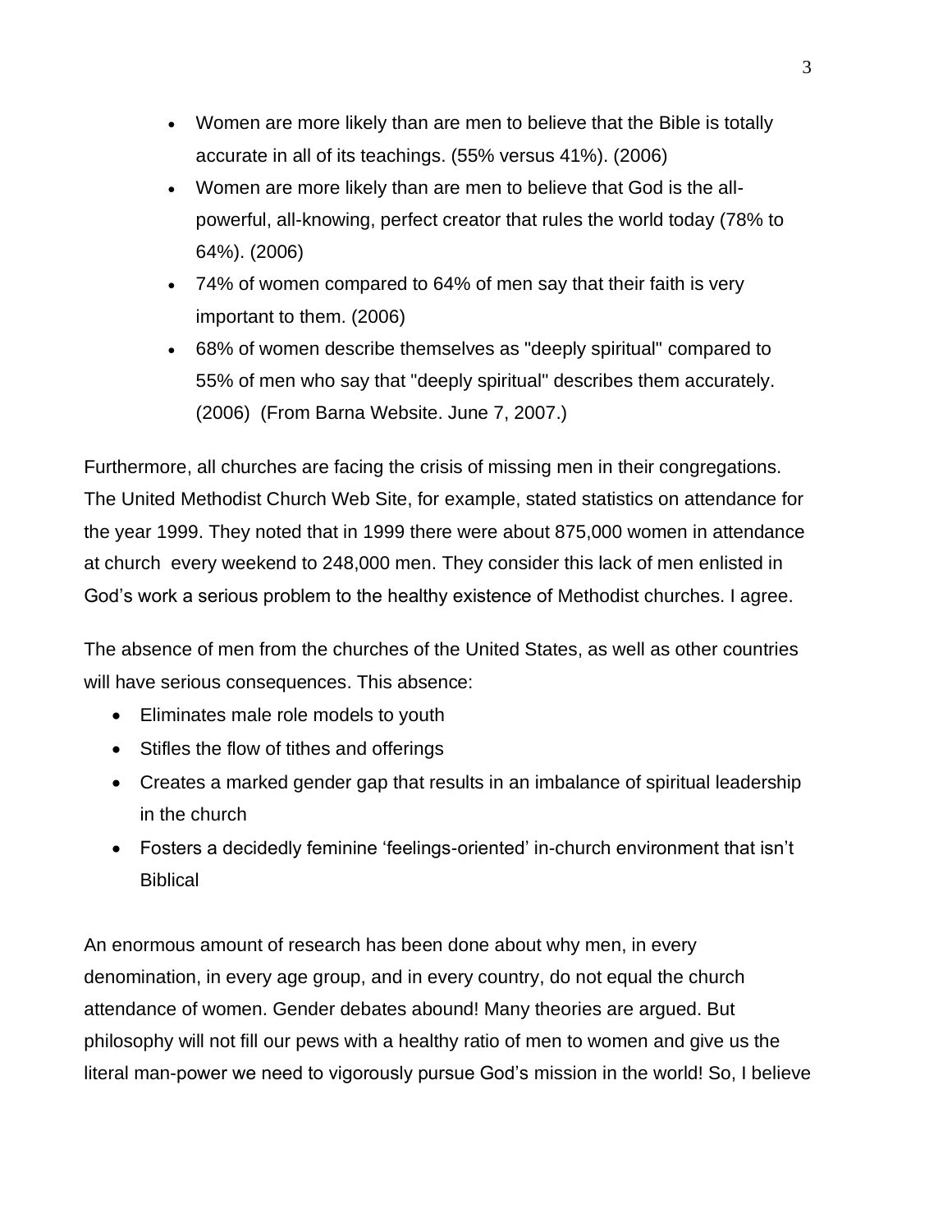- Women are more likely than are men to believe that the Bible is totally accurate in all of its teachings. (55% versus 41%). (2006)
- Women are more likely than are men to believe that God is the all-powerful, all-knowing, perfect creator that rules the world today (78% to 64%). (2006)
- 74% of women compared to 64% of men say that their faith is very important to them. (2006)
- 68% of women describe themselves as "deeply spiritual" compared to 55% of men who say that "deeply spiritual" describes them accurately. (2006) (From Barna Website. June 7, 2007.)

Furthermore, all churches are facing the crisis of missing men in their congregations. The United Methodist Church Web Site, for example, stated statistics on attendance for the year 1999. They noted that in 1999 there were about 875,000 women in attendance at church every weekend to 248,000 men. They consider this lack of men enlisted in God's work a serious problem to the healthy existence of Methodist churches. I agree.

The absence of men from the churches of the United States, as well as other countries will have serious consequences. This absence:

- Eliminates male role models to youth
- Stifles the flow of tithes and offerings
- Creates a marked gender gap that results in an imbalance of spiritual leadership in the church
- Fosters a decidedly feminine 'feelings-oriented' in-church environment that isn't Biblical

An enormous amount of research has been done about why men, in every denomination, in every age group, and in every country, do not equal the church attendance of women. Gender debates abound! Many theories are argued. But philosophy will not fill our pews with a healthy ratio of men to women and give us the literal man-power we need to vigorously pursue God's mission in the world! So, I believe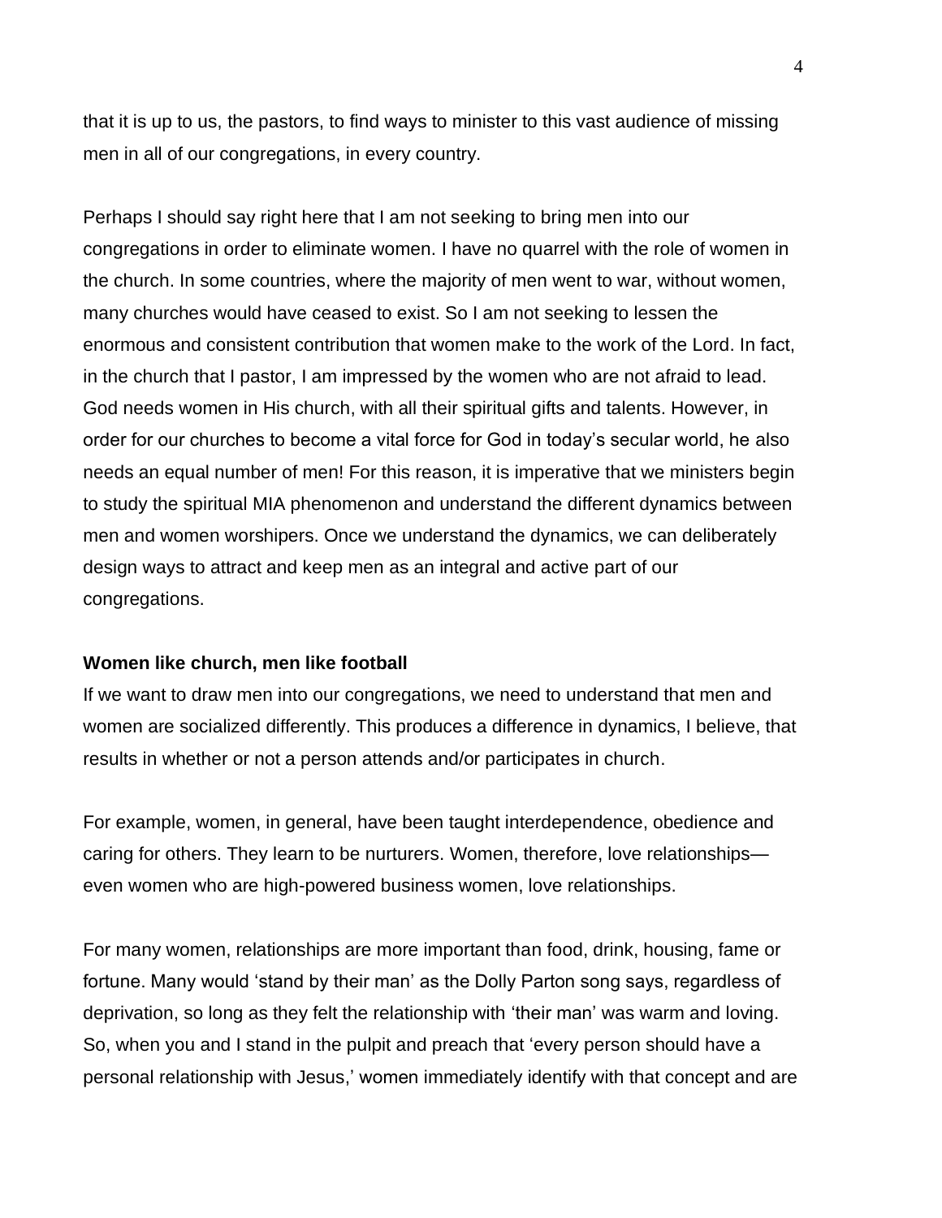that it is up to us, the pastors, to find ways to minister to this vast audience of missing men in all of our congregations, in every country.

Perhaps I should say right here that I am not seeking to bring men into our congregations in order to eliminate women. I have no quarrel with the role of women in the church. In some countries, where the majority of men went to war, without women, many churches would have ceased to exist. So I am not seeking to lessen the enormous and consistent contribution that women make to the work of the Lord. In fact, in the church that I pastor, I am impressed by the women who are not afraid to lead. God needs women in His church, with all their spiritual gifts and talents. However, in order for our churches to become a vital force for God in today's secular world, he also needs an equal number of men! For this reason, it is imperative that we ministers begin to study the spiritual MIA phenomenon and understand the different dynamics between men and women worshipers. Once we understand the dynamics, we can deliberately design ways to attract and keep men as an integral and active part of our congregations.

**Women like church, men like football**

If we want to draw men into our congregations, we need to understand that men and women are socialized differently. This produces a difference in dynamics, I believe, that results in whether or not a person attends and/or participates in church.

For example, women, in general, have been taught interdependence, obedience and caring for others. They learn to be nurturers. Women, therefore, love relationships—even women who are high-powered business women, love relationships.

For many women, relationships are more important than food, drink, housing, fame or fortune. Many would 'stand by their man' as the Dolly Parton song says, regardless of deprivation, so long as they felt the relationship with 'their man' was warm and loving. So, when you and I stand in the pulpit and preach that 'every person should have a personal relationship with Jesus,' women immediately identify with that concept and are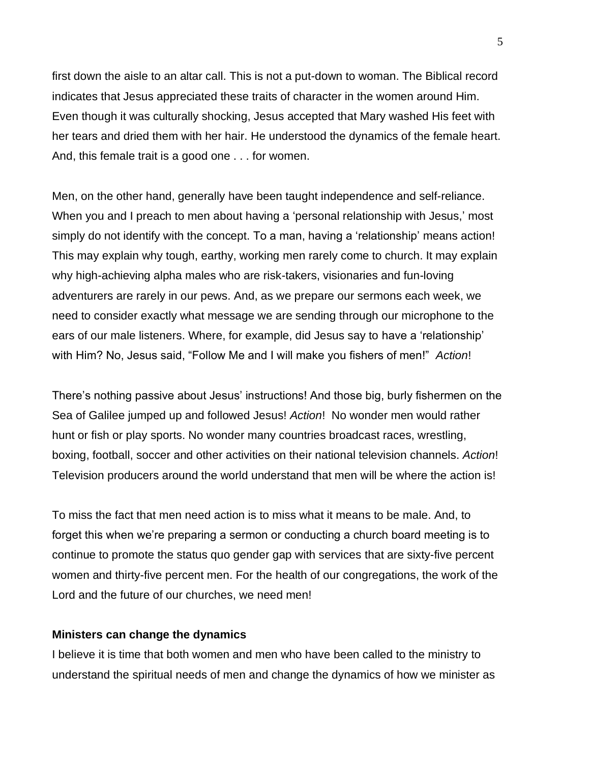first down the aisle to an altar call. This is not a put-down to woman. The Biblical record indicates that Jesus appreciated these traits of character in the women around Him. Even though it was culturally shocking, Jesus accepted that Mary washed His feet with her tears and dried them with her hair. He understood the dynamics of the female heart. And, this female trait is a good one . . . for women.

Men, on the other hand, generally have been taught independence and self-reliance. When you and I preach to men about having a 'personal relationship with Jesus,' most simply do not identify with the concept. To a man, having a 'relationship' means action! This may explain why tough, earthy, working men rarely come to church. It may explain why high-achieving alpha males who are risk-takers, visionaries and fun-loving adventurers are rarely in our pews. And, as we prepare our sermons each week, we need to consider exactly what message we are sending through our microphone to the ears of our male listeners. Where, for example, did Jesus say to have a 'relationship' with Him? No, Jesus said, "Follow Me and I will make you fishers of men!" *Action*!

There's nothing passive about Jesus' instructions! And those big, burly fishermen on the Sea of Galilee jumped up and followed Jesus! *Action*! No wonder men would rather hunt or fish or play sports. No wonder many countries broadcast races, wrestling, boxing, football, soccer and other activities on their national television channels. *Action*! Television producers around the world understand that men will be where the action is!

To miss the fact that men need action is to miss what it means to be male. And, to forget this when we're preparing a sermon or conducting a church board meeting is to continue to promote the status quo gender gap with services that are sixty-five percent women and thirty-five percent men. For the health of our congregations, the work of the Lord and the future of our churches, we need men!

**Ministers can change the dynamics**

I believe it is time that both women and men who have been called to the ministry to understand the spiritual needs of men and change the dynamics of how we minister as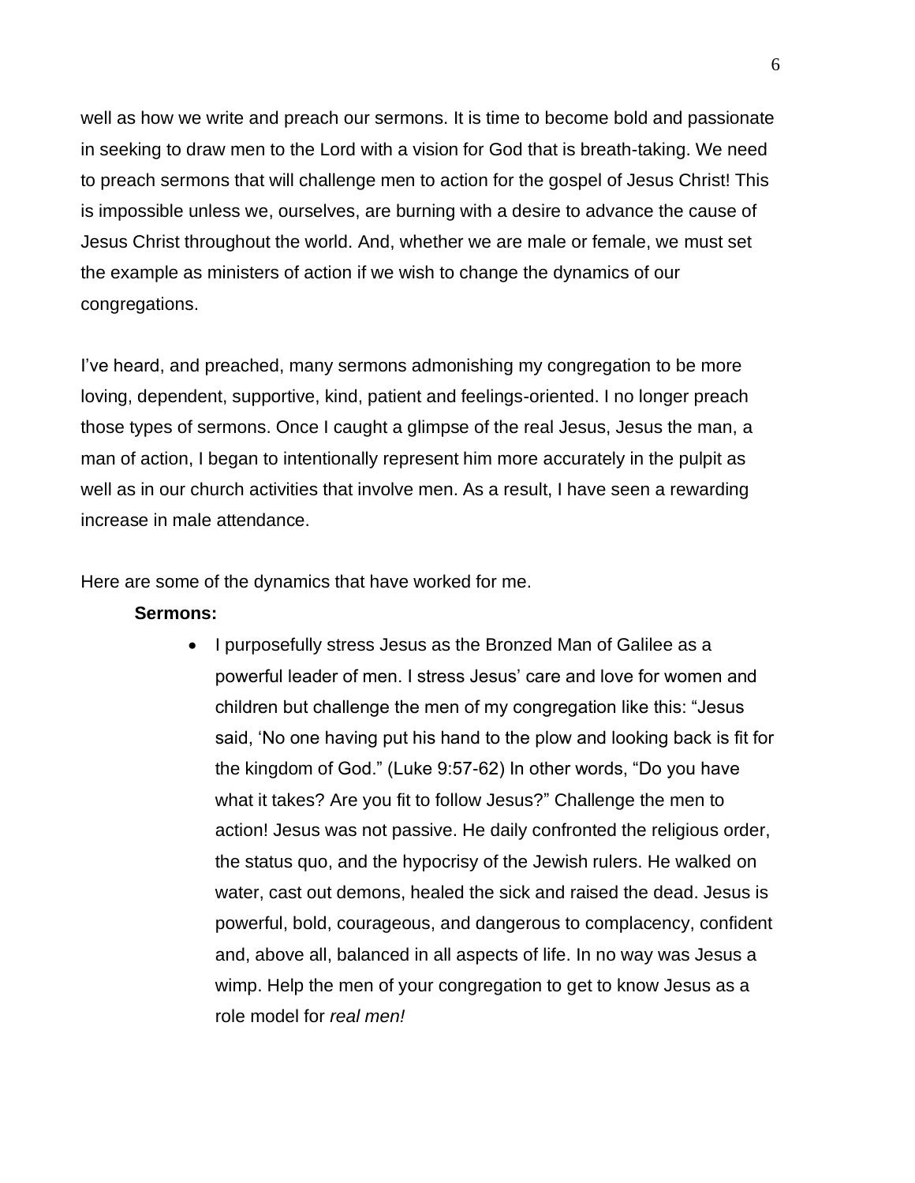well as how we write and preach our sermons. It is time to become bold and passionate in seeking to draw men to the Lord with a vision for God that is breath-taking. We need to preach sermons that will challenge men to action for the gospel of Jesus Christ! This is impossible unless we, ourselves, are burning with a desire to advance the cause of Jesus Christ throughout the world. And, whether we are male or female, we must set the example as ministers of action if we wish to change the dynamics of our congregations.

I've heard, and preached, many sermons admonishing my congregation to be more loving, dependent, supportive, kind, patient and feelings-oriented. I no longer preach those types of sermons. Once I caught a glimpse of the real Jesus, Jesus the man, a man of action, I began to intentionally represent him more accurately in the pulpit as well as in our church activities that involve men. As a result, I have seen a rewarding increase in male attendance.

Here are some of the dynamics that have worked for me.

**Sermons:**

- I purposefully stress Jesus as the Bronzed Man of Galilee as a powerful leader of men. I stress Jesus' care and love for women and children but challenge the men of my congregation like this: "Jesus said, 'No one having put his hand to the plow and looking back is fit for the kingdom of God." (Luke 9:57-62) In other words, "Do you have what it takes? Are you fit to follow Jesus?" Challenge the men to action! Jesus was not passive. He daily confronted the religious order, the status quo, and the hypocrisy of the Jewish rulers. He walked on water, cast out demons, healed the sick and raised the dead. Jesus is powerful, bold, courageous, and dangerous to complacency, confident and, above all, balanced in all aspects of life. In no way was Jesus a wimp. Help the men of your congregation to get to know Jesus as a role model for *real men!*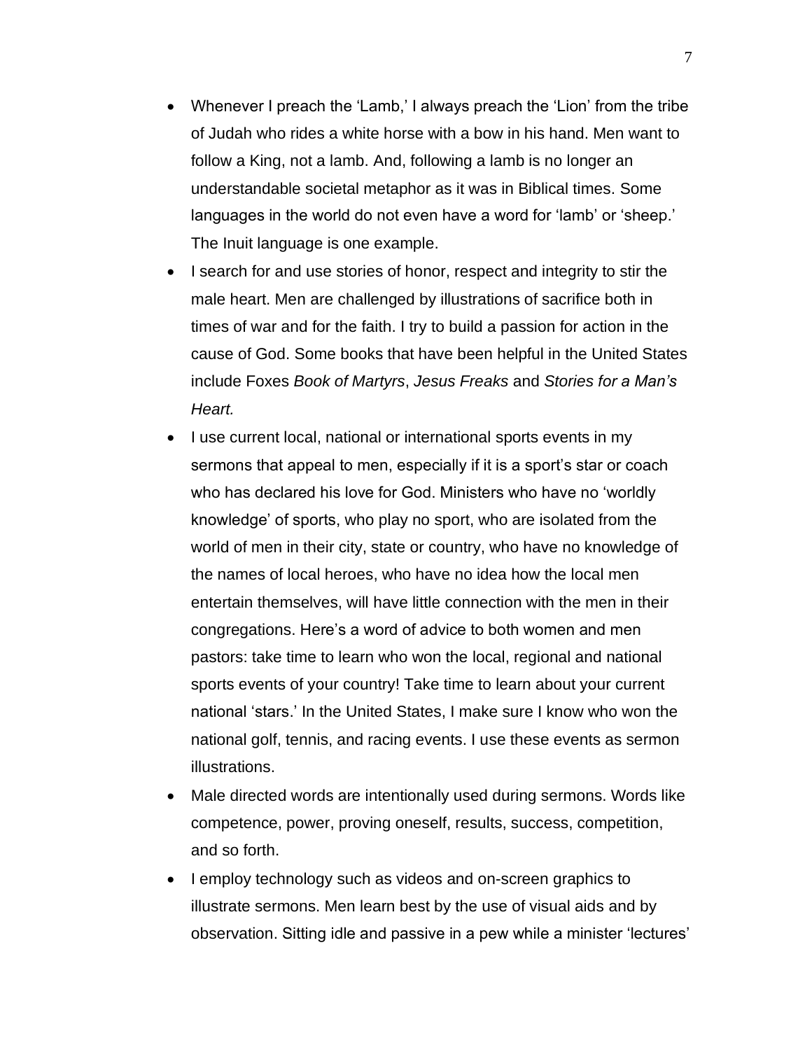- Whenever I preach the 'Lamb,' I always preach the 'Lion' from the tribe of Judah who rides a white horse with a bow in his hand. Men want to follow a King, not a lamb. And, following a lamb is no longer an understandable societal metaphor as it was in Biblical times. Some languages in the world do not even have a word for 'lamb' or 'sheep.' The Inuit language is one example.
- I search for and use stories of honor, respect and integrity to stir the male heart. Men are challenged by illustrations of sacrifice both in times of war and for the faith. I try to build a passion for action in the cause of God. Some books that have been helpful in the United States include Foxes *Book of Martyrs*, *Jesus Freaks* and *Stories for a Man's Heart.*
- I use current local, national or international sports events in my sermons that appeal to men, especially if it is a sport's star or coach who has declared his love for God. Ministers who have no 'worldly knowledge' of sports, who play no sport, who are isolated from the world of men in their city, state or country, who have no knowledge of the names of local heroes, who have no idea how the local men entertain themselves, will have little connection with the men in their congregations. Here's a word of advice to both women and men pastors: take time to learn who won the local, regional and national sports events of your country! Take time to learn about your current national 'stars.' In the United States, I make sure I know who won the national golf, tennis, and racing events. I use these events as sermon illustrations.
- Male directed words are intentionally used during sermons. Words like competence, power, proving oneself, results, success, competition, and so forth.
- I employ technology such as videos and on-screen graphics to illustrate sermons. Men learn best by the use of visual aids and by observation. Sitting idle and passive in a pew while a minister 'lectures'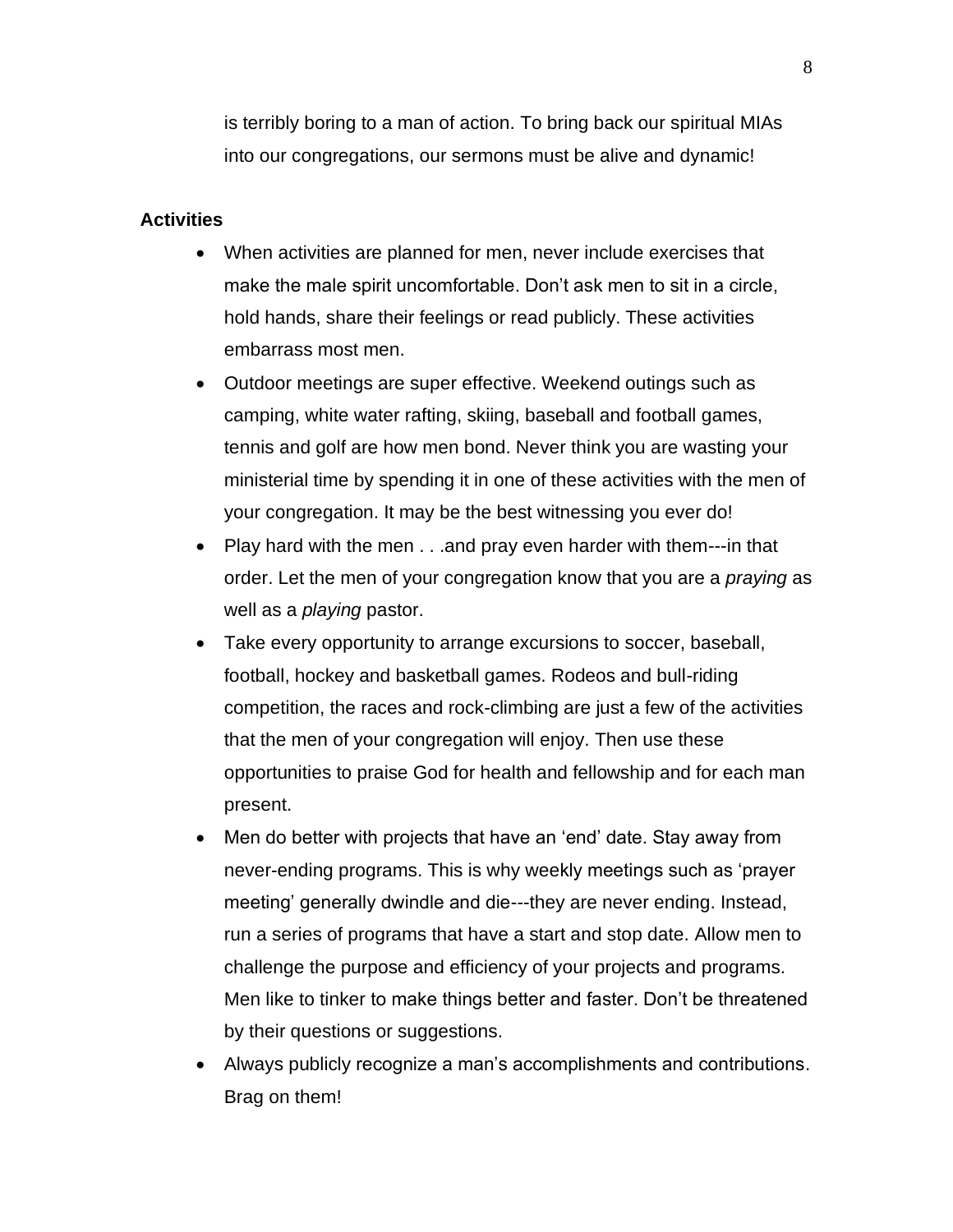is terribly boring to a man of action. To bring back our spiritual MIAs into our congregations, our sermons must be alive and dynamic!

**Activities**

- When activities are planned for men, never include exercises that make the male spirit uncomfortable. Don't ask men to sit in a circle, hold hands, share their feelings or read publicly. These activities embarrass most men.
- Outdoor meetings are super effective. Weekend outings such as camping, white water rafting, skiing, baseball and football games, tennis and golf are how men bond. Never think you are wasting your ministerial time by spending it in one of these activities with the men of your congregation. It may be the best witnessing you ever do!
- Play hard with the men . . .and pray even harder with them---in that order. Let the men of your congregation know that you are a *praying* as well as a *playing* pastor.
- Take every opportunity to arrange excursions to soccer, baseball, football, hockey and basketball games. Rodeos and bull-riding competition, the races and rock-climbing are just a few of the activities that the men of your congregation will enjoy. Then use these opportunities to praise God for health and fellowship and for each man present.
- Men do better with projects that have an 'end' date. Stay away from never-ending programs. This is why weekly meetings such as 'prayer meeting' generally dwindle and die---they are never ending. Instead, run a series of programs that have a start and stop date. Allow men to challenge the purpose and efficiency of your projects and programs. Men like to tinker to make things better and faster. Don't be threatened by their questions or suggestions.
- Always publicly recognize a man's accomplishments and contributions. Brag on them!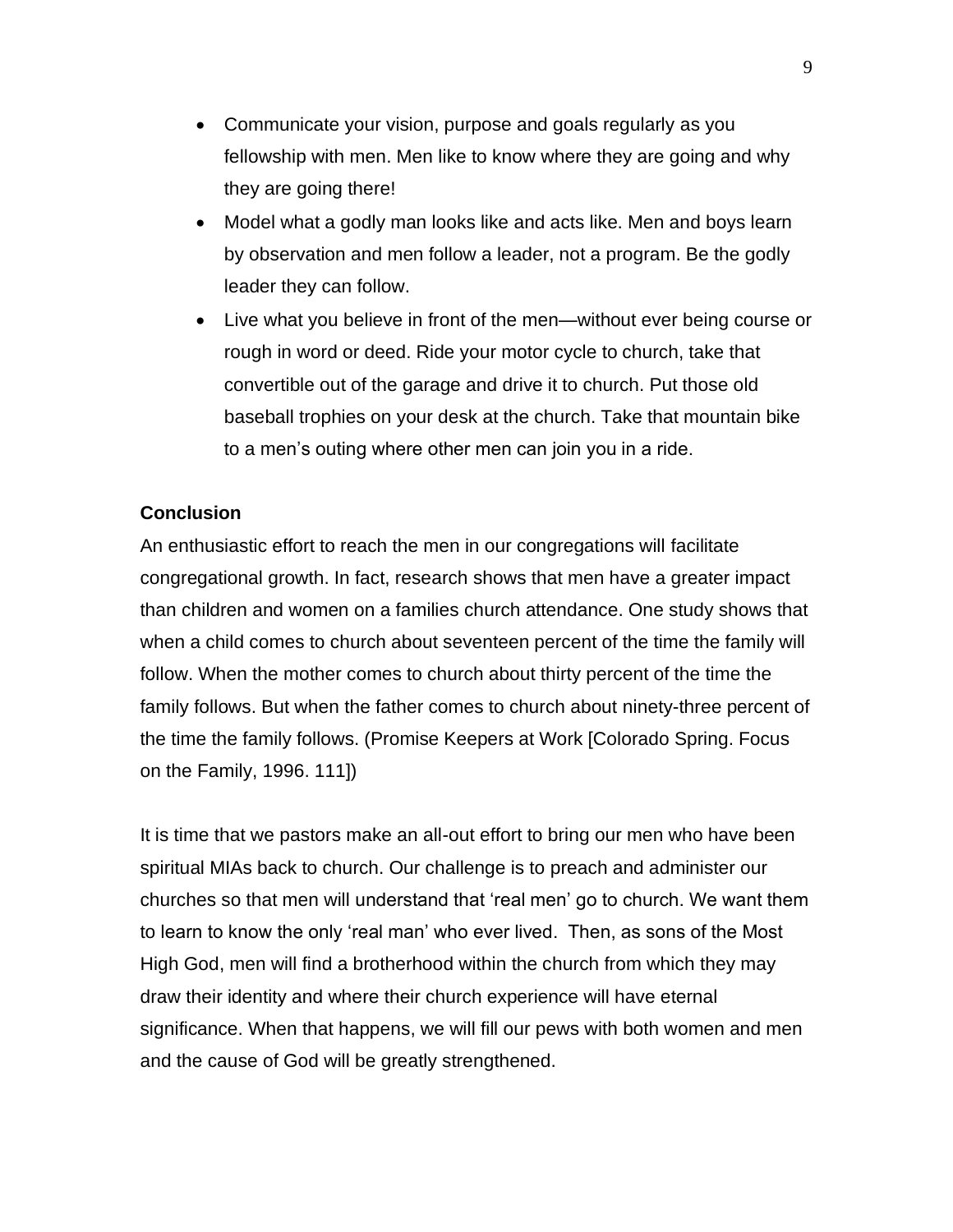- Communicate your vision, purpose and goals regularly as you fellowship with men. Men like to know where they are going and why they are going there!
- Model what a godly man looks like and acts like. Men and boys learn by observation and men follow a leader, not a program. Be the godly leader they can follow.
- Live what you believe in front of the men—without ever being course or rough in word or deed. Ride your motor cycle to church, take that convertible out of the garage and drive it to church. Put those old baseball trophies on your desk at the church. Take that mountain bike to a men's outing where other men can join you in a ride.

**Conclusion**

An enthusiastic effort to reach the men in our congregations will facilitate congregational growth. In fact, research shows that men have a greater impact than children and women on a families church attendance. One study shows that when a child comes to church about seventeen percent of the time the family will follow. When the mother comes to church about thirty percent of the time the family follows. But when the father comes to church about ninety-three percent of the time the family follows. (Promise Keepers at Work [Colorado Spring. Focus on the Family, 1996. 111])

It is time that we pastors make an all-out effort to bring our men who have been spiritual MIAs back to church. Our challenge is to preach and administer our churches so that men will understand that 'real men' go to church. We want them to learn to know the only 'real man' who ever lived. Then, as sons of the Most High God, men will find a brotherhood within the church from which they may draw their identity and where their church experience will have eternal significance. When that happens, we will fill our pews with both women and men and the cause of God will be greatly strengthened.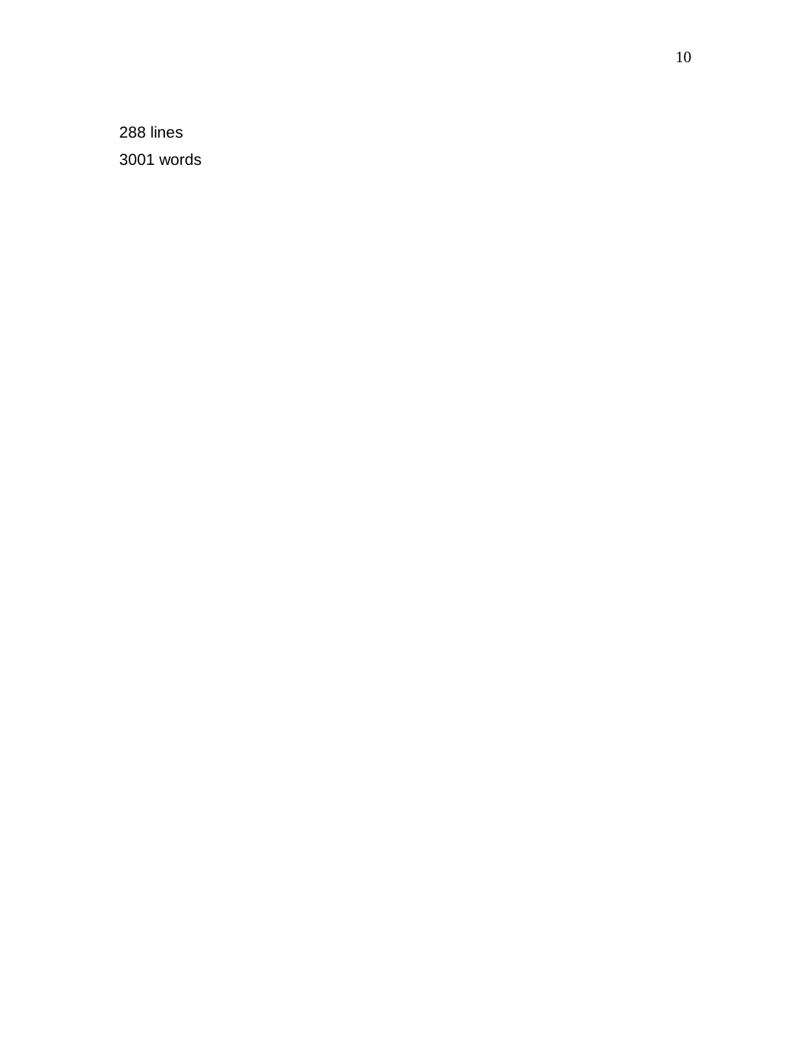288 lines

3001 words